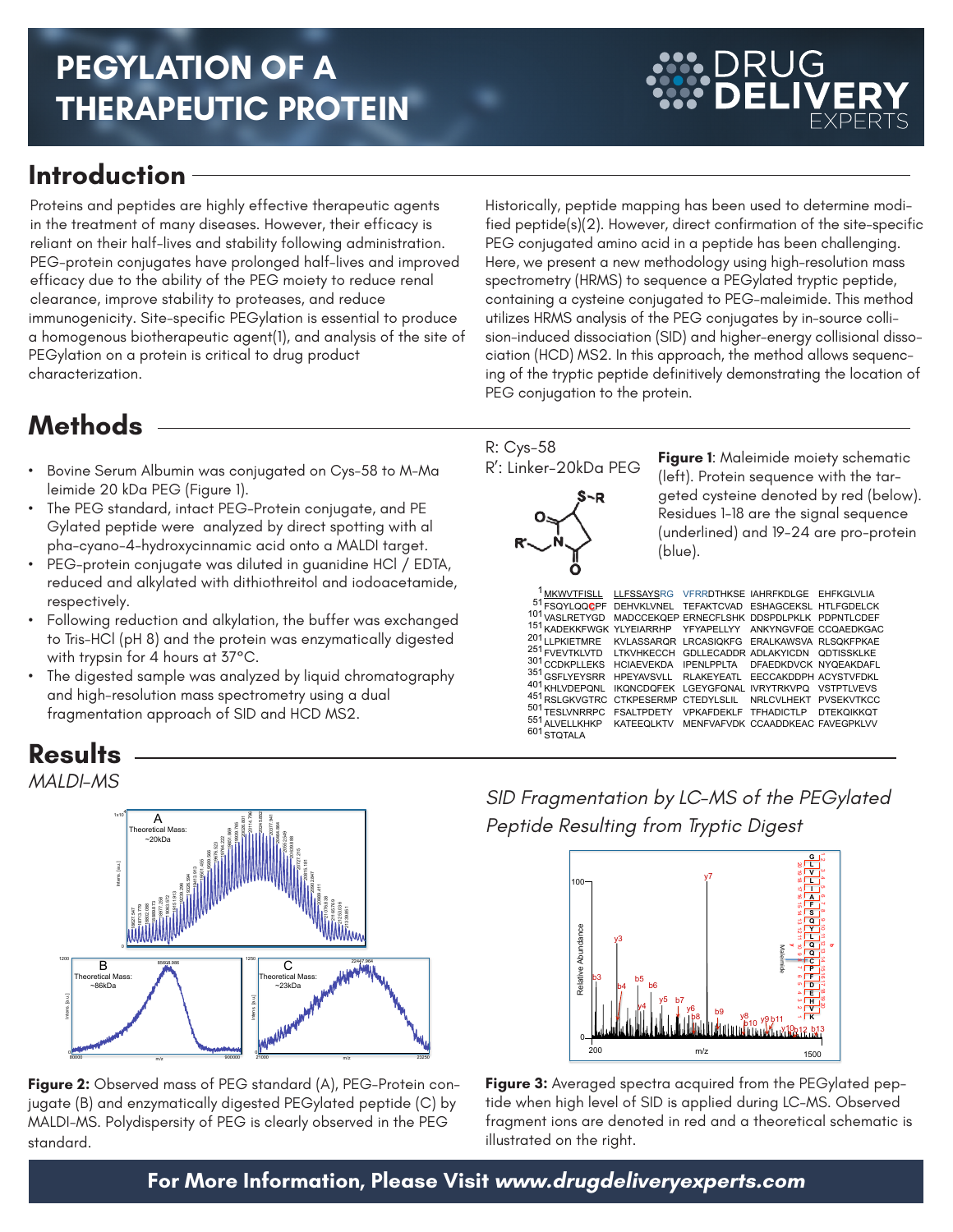# PEGYLATION OF A THERAPEUTIC PROTEIN

DRUG DELIVERY EXPERTS

## Introduction

Proteins and peptides are highly effective therapeutic agents in the treatment of many diseases. However, their efficacy is reliant on their half-lives and stability following administration. PEG-protein conjugates have prolonged half-lives and improved efficacy due to the ability of the PEG moiety to reduce renal clearance, improve stability to proteases, and reduce immunogenicity. Site-specific PEGylation is essential to produce a homogenous biotherapeutic agent(1), and analysis of the site of PEGylation on a protein is critical to drug product characterization.

Historically, peptide mapping has been used to determine modified peptide(s)(2). However, direct confirmation of the site-specific PEG conjugated amino acid in a peptide has been challenging. Here, we present a new methodology using high-resolution mass spectrometry (HRMS) to sequence a PEGylated tryptic peptide, containing a cysteine conjugated to PEG-maleimide. This method utilizes HRMS analysis of the PEG conjugates by in-source collision-induced dissociation (SID) and higher-energy collisional dissociation (HCD) MS2. In this approach, the method allows sequencing of the tryptic peptide definitively demonstrating the location of PEG conjugation to the protein.

## Methods

- Bovine Serum Albumin was conjugated on Cys-58 to M-Maleimide 20 kDa PEG (Figure 1).
- The PEG standard, intact PEG-Protein conjugate, and PEGylated peptide were analyzed by direct spotting with alpha-cyano-4-hydroxycinnamic acid onto a MALDI target.
- PEG-protein conjugate was diluted in guanidine HCl / EDTA, reduced and alkylated with dithiothreitol and iodoacetamide, respectively.
- Following reduction and alkylation, the buffer was exchanged to Tris-HCl (pH 8) and the protein was enzymatically digested with trypsin for 4 hours at 37°C.
- The digested sample was analyzed by liquid chromatography and high-resolution mass spectrometry using a dual fragmentation approach of SID and HCD MS2.

R: Cys-58
R′: Linker-20kDa PEG

**Figure 1**: Maleimide moiety schematic (left). Protein sequence with the targeted cysteine denoted by red (below). Residues 1-18 are the signal sequence (underlined) and 19-24 are pro-protein (blue).

```
  1 MKWVTFISLL LLFSSAYSRG VFRRDTHKSE IAHRFKDLGE EHFKGLVLIA
 51 FSQYLQQCPF DEHVKLVNEL TEFAKTCVAD ESHAGCEKSL HTLFGDELCK
101 VASLRETYGD MADCCEKQEP ERNECFLSHK DDSPDLPKLK PDPNTLCDEF
151 KADEKKFWGK YLYEIARRHP YFYAPELLYY ANKYNGVFQE CCQAEDKGAC
201 LLPKIETMRE KVLASSARQR LRCASIQKFG ERALKAWSVA RLSQKFPKAE
251 FVEVTKLVTD LTKVHKECCH GDLLECADDR ADLAKYICDN QDTISSKLKE
301 CCDKPLLEKS HCIAEVEKDA IPENLPPLTA DFAEDKDVCK NYQEAKDAFL
351 GSFLYEYSRR HPEYAVSVLL RLAKEYEATL EECCAKDDPH ACYSTVFDKL
401 KHLVDEPQNL IKQNCDQFEK LGEYGFQNAL IVRYTRKVPQ VSTPTLVEVS
451 RSLGKVGTRC CTKPESERMP CTEDYLSLIL NRLCVLHEKT PVSEKVTKCC
501 TESLVNRRPC FSALTPDETY VPKAFDEKLF TFHADICTLP DTEKQIKKQT
551 ALVELLKHKP KATEEQLKTV MENFVAFVDK CCAADDKEAC FAVEGPKLVV
601 STQTALA
```

## Results

*MALDI-MS*

**Figure 2:** Observed mass of PEG standard (A), PEG-Protein conjugate (B) and enzymatically digested PEGylated peptide (C) by MALDI-MS. Polydispersity of PEG is clearly observed in the PEG standard.

*SID Fragmentation by LC-MS of the PEGylated Peptide Resulting from Tryptic Digest*

**Figure 3:** Averaged spectra acquired from the PEGylated peptide when high level of SID is applied during LC-MS. Observed fragment ions are denoted in red and a theoretical schematic is illustrated on the right.

**For More Information, Please Visit *www.drugdeliveryexperts.com***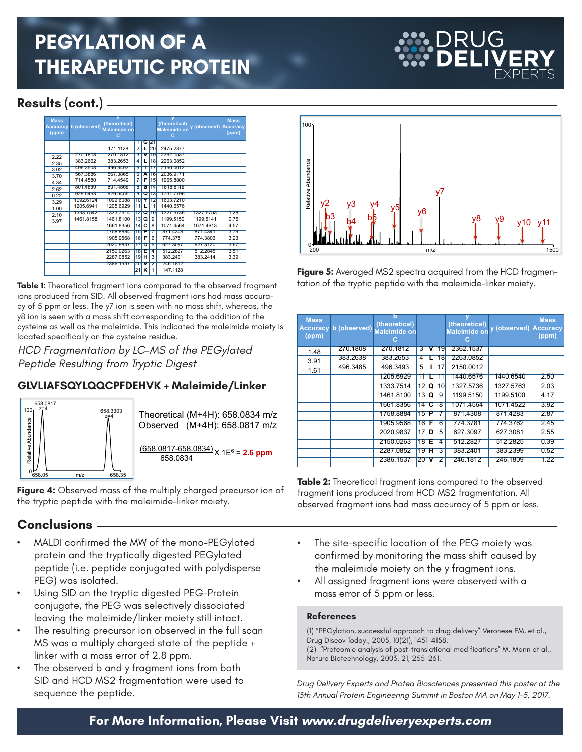# PEGYLATION OF A THERAPEUTIC PROTEIN

DRUG DELIVERY EXPERTS

## Results (cont.)

| Mass Accuracy (ppm) | b (observed) | b (theoretical) Maleimide on C | | | | y (theoretical) Maleimide on C | y (observed) | Mass Accuracy (ppm) |
|---|---|---|---|---|---|---|---|---|
| | | | 1 | G | 21 | | | |
| | | 171.1128 | 2 | L | 20 | 2475.2377 | | |
| 2.22 | 270.1818 | 270.1812 | 3 | V | 19 | 2362.1537 | | |
| 2.35 | 383.2662 | 383.2653 | 4 | L | 18 | 2263.0852 | | |
| 3.02 | 496.3508 | 496.3493 | 5 | I | 17 | 2150.0012 | | |
| 3.70 | 567.3886 | 567.3865 | 6 | A | 16 | 2036.9171 | | |
| 4.34 | 714.4580 | 714.4549 | 7 | F | 15 | 1965.8800 | | |
| 2.62 | 801.4890 | 801.4869 | 8 | S | 14 | 1818.8116 | | |
| 0.22 | 929.5453 | 929.5455 | 9 | Q | 13 | 1731.7796 | | |
| 3.29 | 1092.6124 | 1092.6088 | 10 | Y | 12 | 1603.7210 | | |
| 1.00 | 1205.6941 | 1205.6929 | 11 | L | 11 | 1440.6576 | | |
| 2.10 | 1333.7542 | 1333.7514 | 12 | Q | 10 | 1327.5736 | 1327.5753 | 1.28 |
| 3.97 | 1461.8158 | 1461.8100 | 13 | Q | 9 | 1199.5150 | 1199.5141 | 0.75 |
| | | 1661.8356 | 14 | C | 8 | 1071.4564 | 1071.4613 | 4.57 |
| | | 1758.8884 | 15 | P | 7 | 871.4308 | 871.4341 | 3.79 |
| | | 1905.9568 | 16 | F | 6 | 774.3781 | 774.3806 | 3.23 |
| | | 2020.9837 | 17 | D | 5 | 627.3097 | 627.3120 | 3.67 |
| | | 2150.0263 | 18 | E | 4 | 512.2827 | 512.2845 | 3.51 |
| | | 2287.0852 | 19 | H | 3 | 383.2401 | 383.2414 | 3.39 |
| | | 2386.1537 | 20 | V | 2 | 246.1812 | | |
| | | | 21 | K | 1 | 147.1128 | | |

**Table 1:** Theoretical fragment ions compared to the observed fragment ions produced from SID. All observed fragment ions had mass accuracy of 5 ppm or less. The y7 ion is seen with no mass shift, whereas, the y8 ion is seen with a mass shift corresponding to the addition of the cysteine as well as the maleimide. This indicated the maleimide moiety is located specifically on the cysteine residue.

### *HCD Fragmentation by LC-MS of the PEGylated Peptide Resulting from Tryptic Digest*

### GLVLIAFSQYLQQCPFDEHVK + Maleimide/Linker

100
Relative Abundance
0
658.0817
z=4
658.3303
z=4
658.05
m/z
658.35

Theoretical (M+4H): 658.0834 m/z
Observed (M+4H): 658.0817 m/z

$$\frac{(658.0817-658.0834)}{658.0834} \times 1E^6 = \mathbf{2.6\ ppm}$$

**Figure 4:** Observed mass of the multiply charged precursor ion of the tryptic peptide with the maleimide-linker moiety.

100
Relative Abundance
0
200
m/z
1500
y2 b3 y3 b4 y4 b5 y5 y6 y7 y8 y9 y10 y11

**Figure 5:** Averaged MS2 spectra acquired from the HCD fragmentation of the tryptic peptide with the maleimide-linker moiety.

| Mass Accuracy (ppm) | b (observed) | b (theoretical) Maleimide on C | | | | y (theoretical) Maleimide on C | y (observed) | Mass Accuracy (ppm) |
|---|---|---|---|---|---|---|---|---|
| 1.48 | 270.1808 | 270.1812 | 3 | V | 19 | 2362.1537 | | |
| 3.91 | 383.2638 | 383.2653 | 4 | L | 18 | 2263.0852 | | |
| 1.61 | 496.3485 | 496.3493 | 5 | I | 17 | 2150.0012 | | |
| | | 1205.6929 | 11 | L | 11 | 1440.6576 | 1440.6540 | 2.50 |
| | | 1333.7514 | 12 | Q | 10 | 1327.5736 | 1327.5763 | 2.03 |
| | | 1461.8100 | 13 | Q | 9 | 1199.5150 | 1199.5100 | 4.17 |
| | | 1661.8356 | 14 | C | 8 | 1071.4564 | 1071.4522 | 3.92 |
| | | 1758.8884 | 15 | P | 7 | 871.4308 | 871.4283 | 2.87 |
| | | 1905.9568 | 16 | F | 6 | 774.3781 | 774.3762 | 2.45 |
| | | 2020.9837 | 17 | D | 5 | 627.3097 | 627.3081 | 2.55 |
| | | 2150.0263 | 18 | E | 4 | 512.2827 | 512.2825 | 0.39 |
| | | 2287.0852 | 19 | H | 3 | 383.2401 | 383.2399 | 0.52 |
| | | 2386.1537 | 20 | V | 2 | 246.1812 | 246.1809 | 1.22 |

**Table 2:** Theoretical fragment ions compared to the observed fragment ions produced from HCD MS2 fragmentation. All observed fragment ions had mass accuracy of 5 ppm or less.

## Conclusions

- MALDI confirmed the MW of the mono-PEGylated protein and the tryptically digested PEGylated peptide (i.e. peptide conjugated with polydisperse PEG) was isolated.
- Using SID on the tryptic digested PEG-Protein conjugate, the PEG was selectively dissociated leaving the maleimide/linker moiety still intact.
- The resulting precursor ion observed in the full scan MS was a multiply charged state of the peptide + linker with a mass error of 2.8 ppm.
- The observed b and y fragment ions from both SID and HCD MS2 fragmentation were used to sequence the peptide.
- The site-specific location of the PEG moiety was confirmed by monitoring the mass shift caused by the maleimide moiety on the y fragment ions.
- All assigned fragment ions were observed with a mass error of 5 ppm or less.

### References

(1) "PEGylation, successful approach to drug delivery" Veronese FM, et al., Drug Discov Today., 2005, 10(21), 1451-4158.
(2) "Proteomic analysis of post-translational modifications" M. Mann et al., Nature Biotechnology, 2003, 21, 255-261.

*Drug Delivery Experts and Protea Biosciences presented this poster at the 13th Annual Protein Engineering Summit in Boston MA on May 1-5, 2017.*

**For More Information, Please Visit *www.drugdeliveryexperts.com***